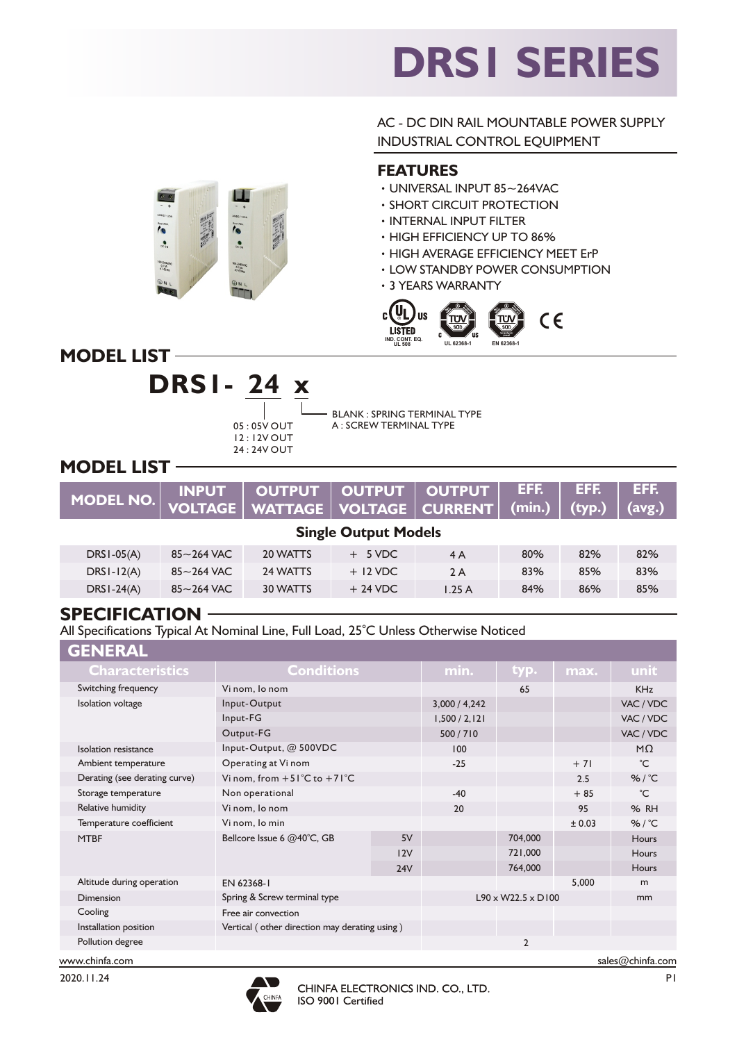# DRS1 SERIES

AC - DC DIN RAIL MOUNTABLE POWER SUPPLY
INDUSTRIAL CONTROL EQUIPMENT

## FEATURES

- UNIVERSAL INPUT 85~264VAC
- SHORT CIRCUIT PROTECTION
- INTERNAL INPUT FILTER
- HIGH EFFICIENCY UP TO 86%
- HIGH AVERAGE EFFICIENCY MEET ErP
- LOW STANDBY POWER CONSUMPTION
- 3 YEARS WARRANTY

c UL us LISTED IND. CONT. EQ. UL 508 | TÜV SÜD c us UL 62368-1 | TÜV SÜD EN 62368-1 | CE

## MODEL LIST

**DRS1- 24 x**

- 05 : 05V OUT
- 12 : 12V OUT
- 24 : 24V OUT

- BLANK : SPRING TERMINAL TYPE
- A : SCREW TERMINAL TYPE

## MODEL LIST

| MODEL NO. | INPUT VOLTAGE | OUTPUT WATTAGE | OUTPUT VOLTAGE | OUTPUT CURRENT | EFF. (min.) | EFF. (typ.) | EFF. (avg.) |
|---|---|---|---|---|---|---|---|
| **Single Output Models** | | | | | | | |
| DRS1-05(A) | 85~264 VAC | 20 WATTS | + 5 VDC | 4 A | 80% | 82% | 82% |
| DRS1-12(A) | 85~264 VAC | 24 WATTS | + 12 VDC | 2 A | 83% | 85% | 83% |
| DRS1-24(A) | 85~264 VAC | 30 WATTS | + 24 VDC | 1.25 A | 84% | 86% | 85% |

## SPECIFICATION

All Specifications Typical At Nominal Line, Full Load, 25°C Unless Otherwise Noticed

### GENERAL

| Characteristics | Conditions | | min. | typ. | max. | unit |
|---|---|---|---|---|---|---|
| Switching frequency | Vi nom, Io nom | | | 65 | | KHz |
| Isolation voltage | Input-Output | | 3,000 / 4,242 | | | VAC / VDC |
| | Input-FG | | 1,500 / 2,121 | | | VAC / VDC |
| | Output-FG | | 500 / 710 | | | VAC / VDC |
| Isolation resistance | Input-Output, @ 500VDC | | 100 | | | MΩ |
| Ambient temperature | Operating at Vi nom | | -25 | | + 71 | °C |
| Derating (see derating curve) | Vi nom, from +51°C to +71°C | | | | 2.5 | % / °C |
| Storage temperature | Non operational | | -40 | | + 85 | °C |
| Relative humidity | Vi nom, Io nom | | 20 | | 95 | % RH |
| Temperature coefficient | Vi nom, Io min | | | | ± 0.03 | % / °C |
| MTBF | Bellcore Issue 6 @40°C, GB | 5V | | 704,000 | | Hours |
| | | 12V | | 721,000 | | Hours |
| | | 24V | | 764,000 | | Hours |
| Altitude during operation | EN 62368-1 | | | | 5,000 | m |
| Dimension | Spring & Screw terminal type | | L90 x W22.5 x D100 | | | mm |
| Cooling | Free air convection | | | | | |
| Installation position | Vertical ( other direction may derating using ) | | | | | |
| Pollution degree | | | | 2 | | |

www.chinfa.com sales@chinfa.com

2020.11.24

CHINFA ELECTRONICS IND. CO., LTD.
ISO 9001 Certified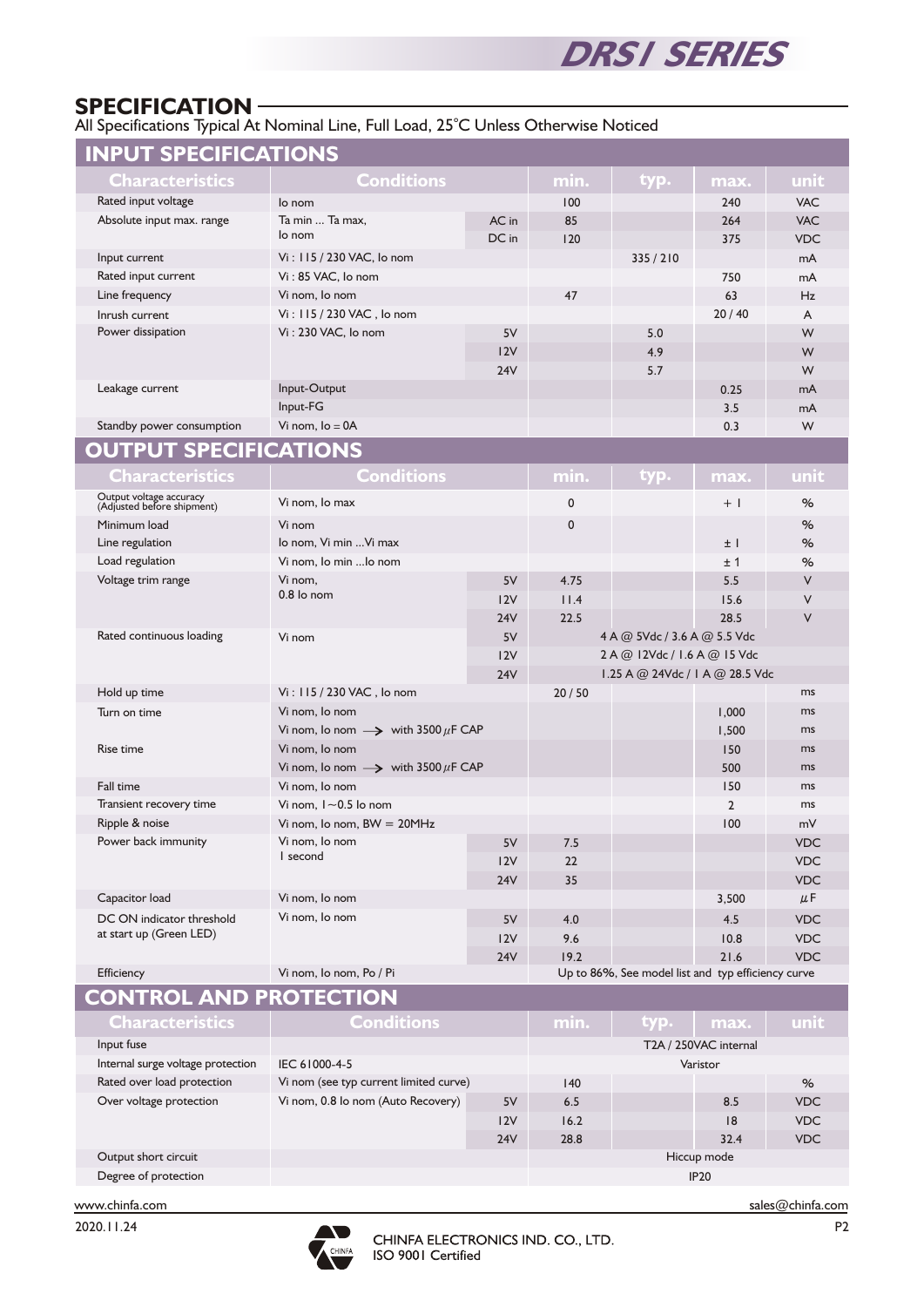## SPECIFICATION

All Specifications Typical At Nominal Line, Full Load, 25°C Unless Otherwise Noticed

### INPUT SPECIFICATIONS

| Characteristics | Conditions | | min. | typ. | max. | unit |
|---|---|---|---|---|---|---|
| Rated input voltage | Io nom | | 100 | | 240 | VAC |
| Absolute input max. range | Ta min ... Ta max, Io nom | AC in | 85 | | 264 | VAC |
| | | DC in | 120 | | 375 | VDC |
| Input current | Vi : 115 / 230 VAC, Io nom | | | 335 / 210 | | mA |
| Rated input current | Vi : 85 VAC, Io nom | | | | 750 | mA |
| Line frequency | Vi nom, Io nom | | 47 | | 63 | Hz |
| Inrush current | Vi : 115 / 230 VAC , Io nom | | | | 20 / 40 | A |
| Power dissipation | Vi : 230 VAC, Io nom | 5V | | 5.0 | | W |
| | | 12V | | 4.9 | | W |
| | | 24V | | 5.7 | | W |
| Leakage current | Input-Output | | | | 0.25 | mA |
| | Input-FG | | | | 3.5 | mA |
| Standby power consumption | Vi nom, Io = 0A | | | | 0.3 | W |

### OUTPUT SPECIFICATIONS

| Characteristics | Conditions | | min. | typ. | max. | unit |
|---|---|---|---|---|---|---|
| Output voltage accuracy (Adjusted before shipment) | Vi nom, Io max | | 0 | | + 1 | % |
| Minimum load | Vi nom | | 0 | | | % |
| Line regulation | Io nom, Vi min ...Vi max | | | | ± 1 | % |
| Load regulation | Vi nom, Io min ...Io nom | | | | ± 1 | % |
| Voltage trim range | Vi nom, 0.8 Io nom | 5V | 4.75 | | 5.5 | V |
| | | 12V | 11.4 | | 15.6 | V |
| | | 24V | 22.5 | | 28.5 | V |
| Rated continuous loading | Vi nom | 5V | 4 A @ 5Vdc / 3.6 A @ 5.5 Vdc | | | |
| | | 12V | 2 A @ 12Vdc / 1.6 A @ 15 Vdc | | | |
| | | 24V | 1.25 A @ 24Vdc / 1 A @ 28.5 Vdc | | | |
| Hold up time | Vi : 115 / 230 VAC , Io nom | | 20 / 50 | | | ms |
| Turn on time | Vi nom, Io nom | | | | 1,000 | ms |
| | Vi nom, Io nom ⟶ with 3500 μF CAP | | | | 1,500 | ms |
| Rise time | Vi nom, Io nom | | | | 150 | ms |
| | Vi nom, Io nom ⟶ with 3500 μF CAP | | | | 500 | ms |
| Fall time | Vi nom, Io nom | | | | 150 | ms |
| Transient recovery time | Vi nom, I ~ 0.5 Io nom | | | | 2 | ms |
| Ripple & noise | Vi nom, Io nom, BW = 20MHz | | | | 100 | mV |
| Power back immunity | Vi nom, Io nom 1 second | 5V | 7.5 | | | VDC |
| | | 12V | 22 | | | VDC |
| | | 24V | 35 | | | VDC |
| Capacitor load | Vi nom, Io nom | | | | 3,500 | μF |
| DC ON indicator threshold at start up (Green LED) | Vi nom, Io nom | 5V | 4.0 | | 4.5 | VDC |
| | | 12V | 9.6 | | 10.8 | VDC |
| | | 24V | 19.2 | | 21.6 | VDC |
| Efficiency | Vi nom, Io nom, Po / Pi | | Up to 86%, See model list and typ efficiency curve | | | |

### CONTROL AND PROTECTION

| Characteristics | Conditions | | min. | typ. | max. | unit |
|---|---|---|---|---|---|---|
| Input fuse | | | T2A / 250VAC internal | | | |
| Internal surge voltage protection | IEC 61000-4-5 | | Varistor | | | |
| Rated over load protection | Vi nom (see typ current limited curve) | | 140 | | | % |
| Over voltage protection | Vi nom, 0.8 Io nom (Auto Recovery) | 5V | 6.5 | | 8.5 | VDC |
| | | 12V | 16.2 | | 18 | VDC |
| | | 24V | 28.8 | | 32.4 | VDC |
| Output short circuit | | | Hiccup mode | | | |
| Degree of protection | | | IP20 | | | |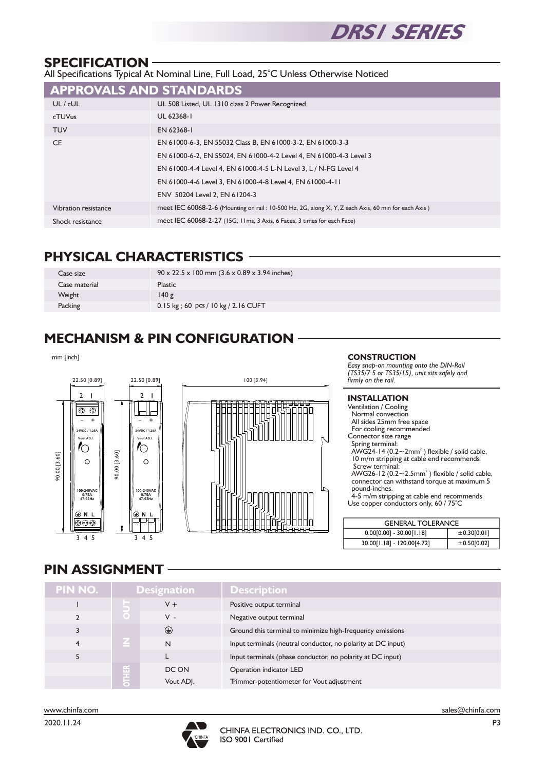## SPECIFICATION

All Specifications Typical At Nominal Line, Full Load, 25°C Unless Otherwise Noticed

| APPROVALS AND STANDARDS | |
|---|---|
| UL / cUL | UL 508 Listed, UL 1310 class 2 Power Recognized |
| cTUVus | UL 62368-1 |
| TUV | EN 62368-1 |
| CE | EN 61000-6-3, EN 55032 Class B, EN 61000-3-2, EN 61000-3-3 |
| | EN 61000-6-2, EN 55024, EN 61000-4-2 Level 4, EN 61000-4-3 Level 3 |
| | EN 61000-4-4 Level 4, EN 61000-4-5 L-N Level 3, L / N-FG Level 4 |
| | EN 61000-4-6 Level 3, EN 61000-4-8 Level 4, EN 61000-4-11 |
| | ENV 50204 Level 2, EN 61204-3 |
| Vibration resistance | meet IEC 60068-2-6 (Mounting on rail : 10-500 Hz, 2G, along X, Y, Z each Axis, 60 min for each Axis ) |
| Shock resistance | meet IEC 60068-2-27 (15G, 11ms, 3 Axis, 6 Faces, 3 times for each Face) |

## PHYSICAL CHARACTERISTICS

| | |
|---|---|
| Case size | 90 x 22.5 x 100 mm (3.6 x 0.89 x 3.94 inches) |
| Case material | Plastic |
| Weight | 140 g |
| Packing | 0.15 kg ; 60 pcs / 10 kg / 2.16 CUFT |

## MECHANISM & PIN CONFIGURATION

mm [inch]

22.50 [0.89] 22.50 [0.89] 100 [3.94] 90.00 [3.60]

### CONSTRUCTION

*Easy snap-on mounting onto the DIN-Rail (TS35/7.5 or TS35/15), unit sits safely and firmly on the rail.*

### INSTALLATION

Ventilation / Cooling
- Normal convection
- All sides 25mm free space
- For cooling recommended

Connector size range
- Spring terminal:
  AWG24-14 (0.2~2mm²) flexible / solid cable,
  10 m/m stripping at cable end recommends
- Screw terminal:
  AWG26-12 (0.2~2.5mm²) flexible / solid cable,
  connector can withstand torque at maximum 5 pound-inches.
  4-5 m/m stripping at cable end recommends

Use copper conductors only, 60 / 75°C

| GENERAL TOLERANCE | |
|---|---|
| 0.00[0.00] - 30.00[1.18] | ±0.30[0.01] |
| 30.00[1.18] - 120.00[4.72] | ±0.50[0.02] |

## PIN ASSIGNMENT

| PIN NO. | Designation | | Description |
|---|---|---|---|
| 1 | OUT | V + | Positive output terminal |
| 2 | | V - | Negative output terminal |
| 3 | IN | ⏚ | Ground this terminal to minimize high-frequency emissions |
| 4 | | N | Input terminals (neutral conductor, no polarity at DC input) |
| 5 | | L | Input terminals (phase conductor, no polarity at DC input) |
| | OTHER | DC ON | Operation indicator LED |
| | | Vout ADJ. | Trimmer-potentiometer for Vout adjustment |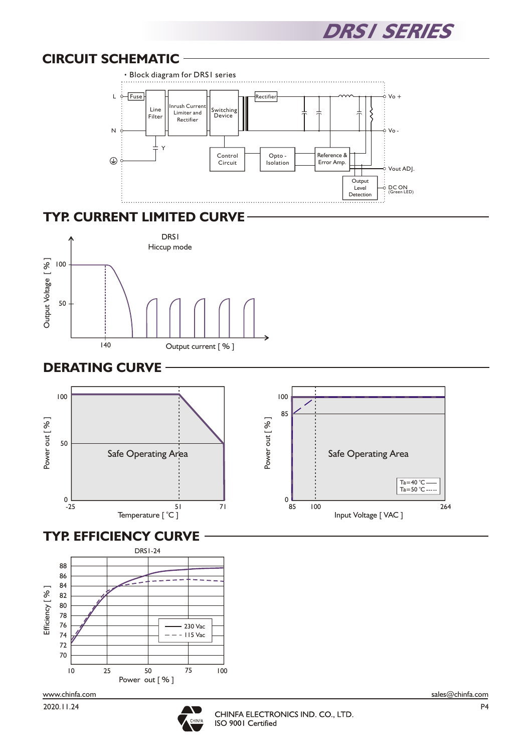## CIRCUIT SCHEMATIC

• Block diagram for DRS1 series

L
N
Fuse
Line Filter
Inrush Current Limiter and Rectifier
Switching Device
Rectifier
Y
Control Circuit
Opto - Isolation
Reference & Error Amp.
Output Level Detection
Vo +
Vo -
Vout ADJ.
DC ON (Green LED)

## TYP. CURRENT LIMITED CURVE

DRS1
Hiccup mode

Output Voltage [ % ]
100
50
140
Output current [ % ]

## DERATING CURVE

Power out [ % ]
100
50
0
-25
51
71
Temperature [ °C ]
Safe Operating Area

Power out [ % ]
100
85
0
85
100
264
Input Voltage [ VAC ]
Safe Operating Area
Ta=40 °C
Ta=50 °C

## TYP. EFFICIENCY CURVE

DRS1-24

Efficiency [ % ]
88
86
84
82
80
78
76
74
72
70
10
25
50
75
100
Power out [ % ]
230 Vac
115 Vac

www.chinfa.com
sales@chinfa.com

2020.11.24

CHINFA ELECTRONICS IND. CO., LTD.
ISO 9001 Certified